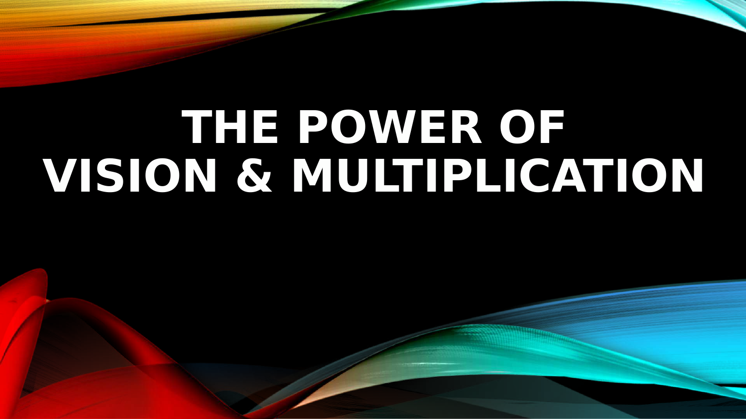# THE POWER OF VISION & MULTIPLICATION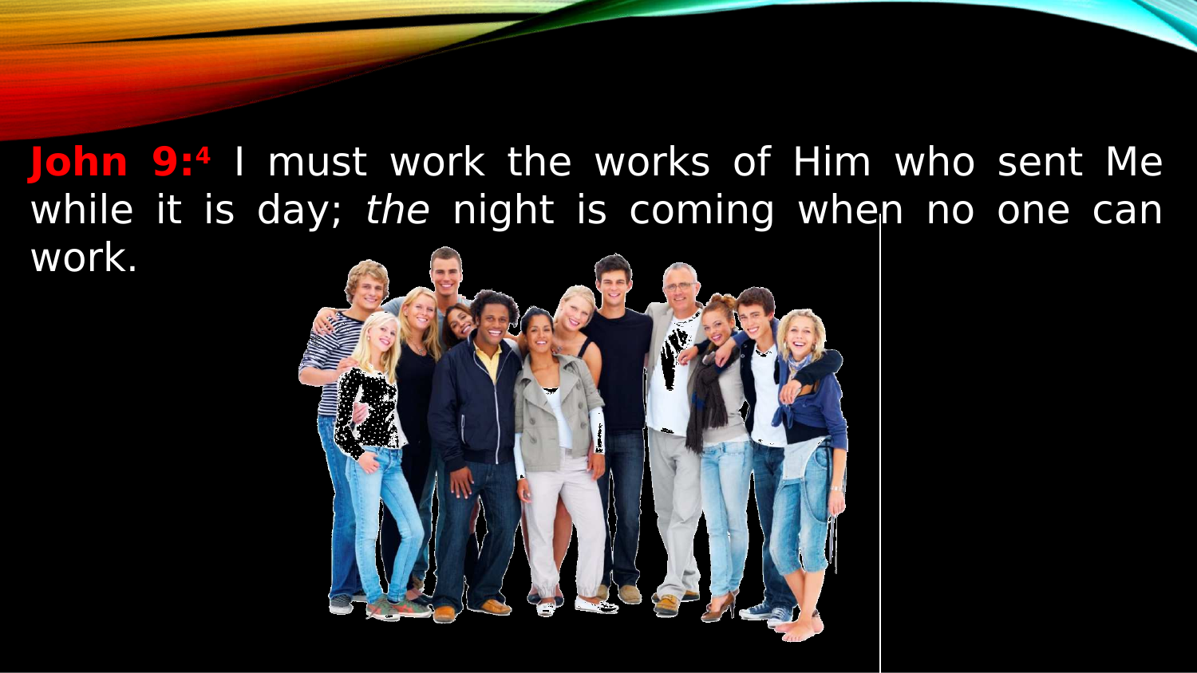**John 9:4** I must work the works of Him who sent Me while it is day; *the* night is coming when no one can work.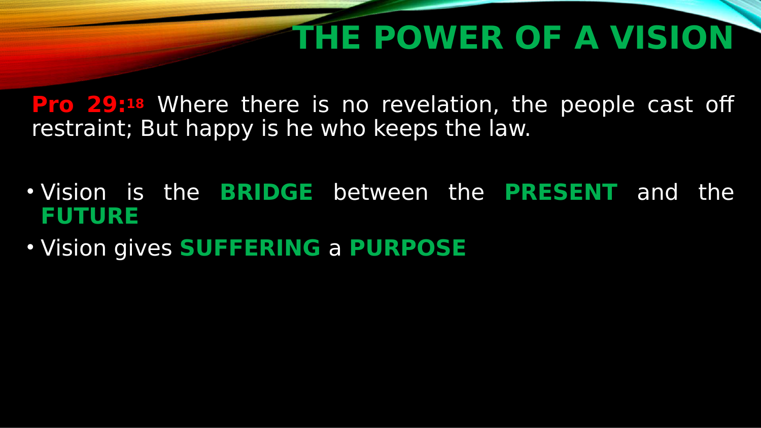# THE POWER OF A VISION

**Pro 29:**18 Where there is no revelation, the people cast off restraint; But happy is he who keeps the law.

- Vision is the **BRIDGE** between the **PRESENT** and the **FUTURE**
- Vision gives **SUFFERING** a **PURPOSE**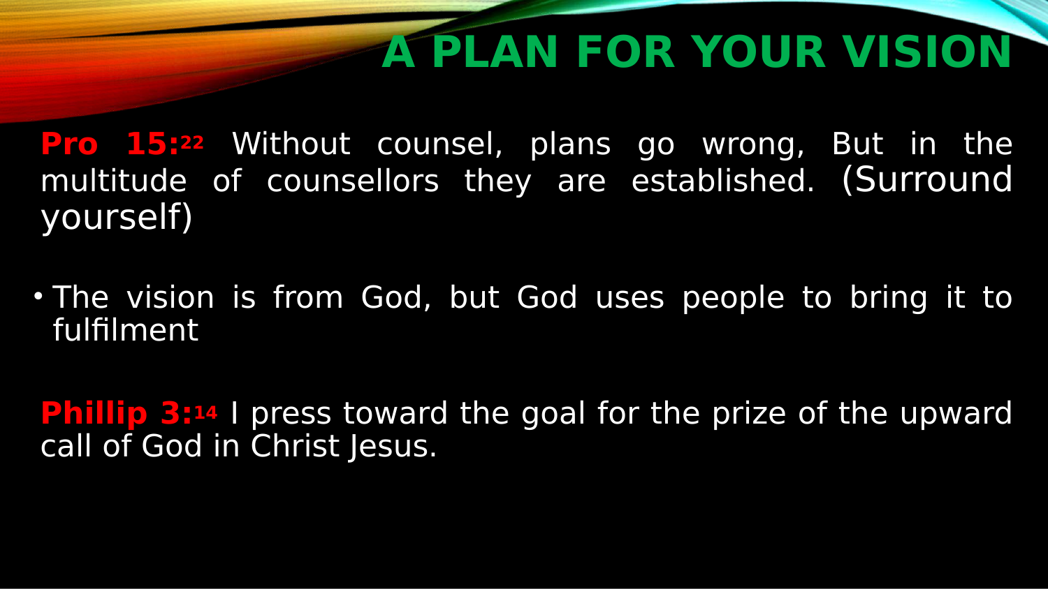# A PLAN FOR YOUR VISION

**Pro 15:22** Without counsel, plans go wrong, But in the multitude of counsellors they are established. (Surround yourself)

- The vision is from God, but God uses people to bring it to fulfilment

**Phillip 3:14** I press toward the goal for the prize of the upward call of God in Christ Jesus.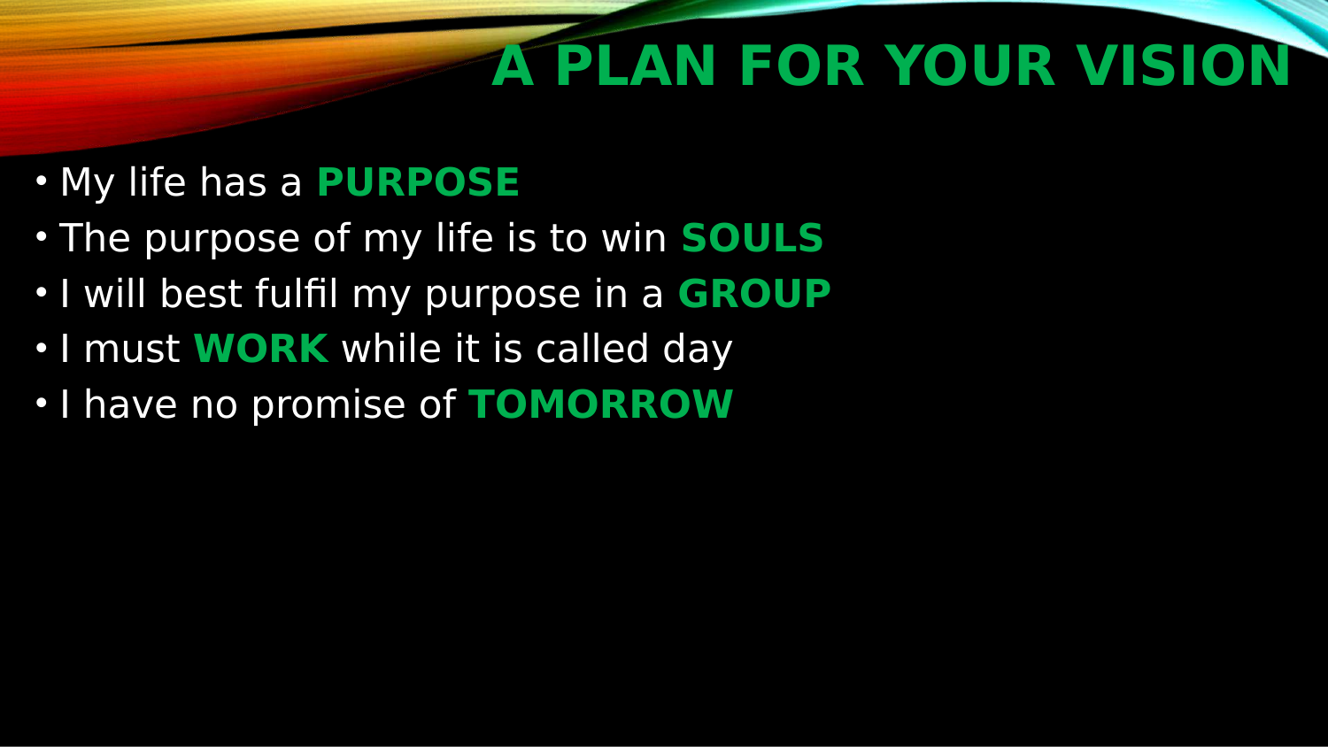# A PLAN FOR YOUR VISION

- My life has a **PURPOSE**
- The purpose of my life is to win **SOULS**
- I will best fulfil my purpose in a **GROUP**
- I must **WORK** while it is called day
- I have no promise of **TOMORROW**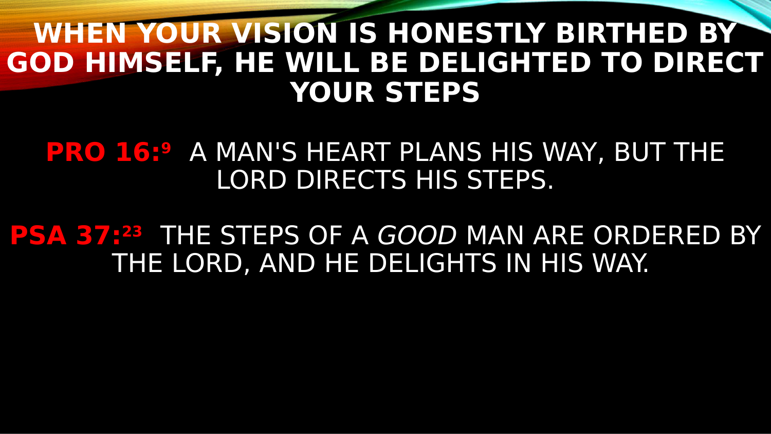# WHEN YOUR VISION IS HONESTLY BIRTHED BY GOD HIMSELF, HE WILL BE DELIGHTED TO DIRECT YOUR STEPS

**PRO 16:9** A MAN'S HEART PLANS HIS WAY, BUT THE LORD DIRECTS HIS STEPS.

**PSA 37:23** THE STEPS OF A *GOOD* MAN ARE ORDERED BY THE LORD, AND HE DELIGHTS IN HIS WAY.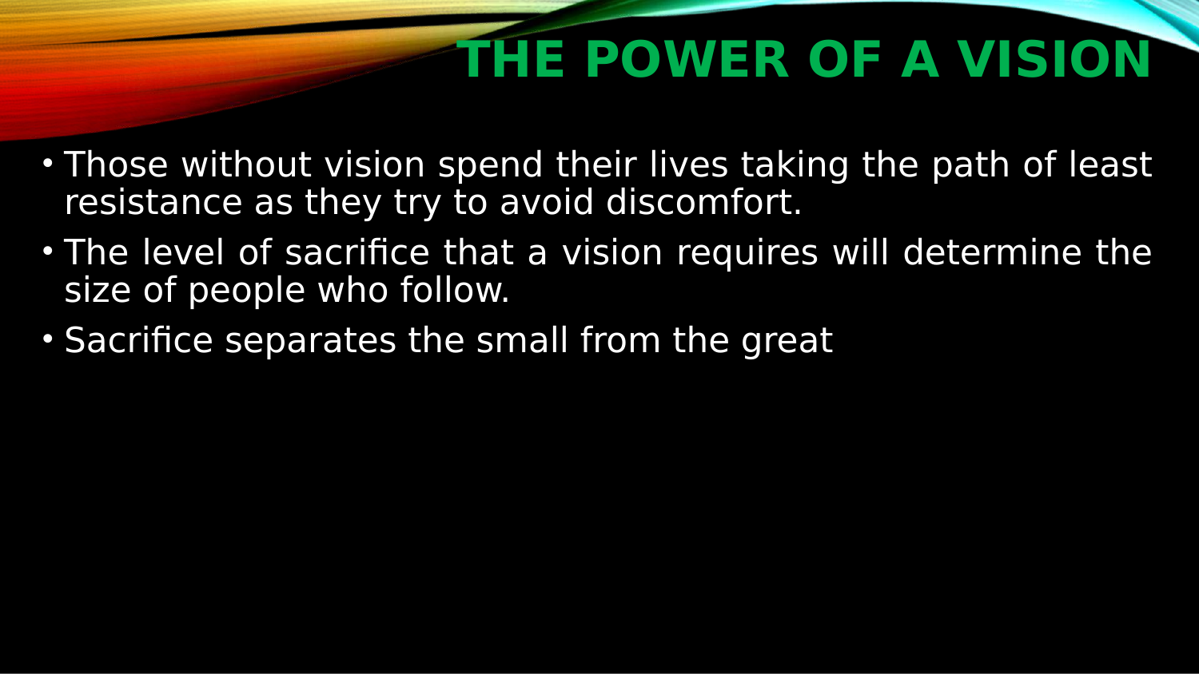# THE POWER OF A VISION

- Those without vision spend their lives taking the path of least resistance as they try to avoid discomfort.
- The level of sacrifice that a vision requires will determine the size of people who follow.
- Sacrifice separates the small from the great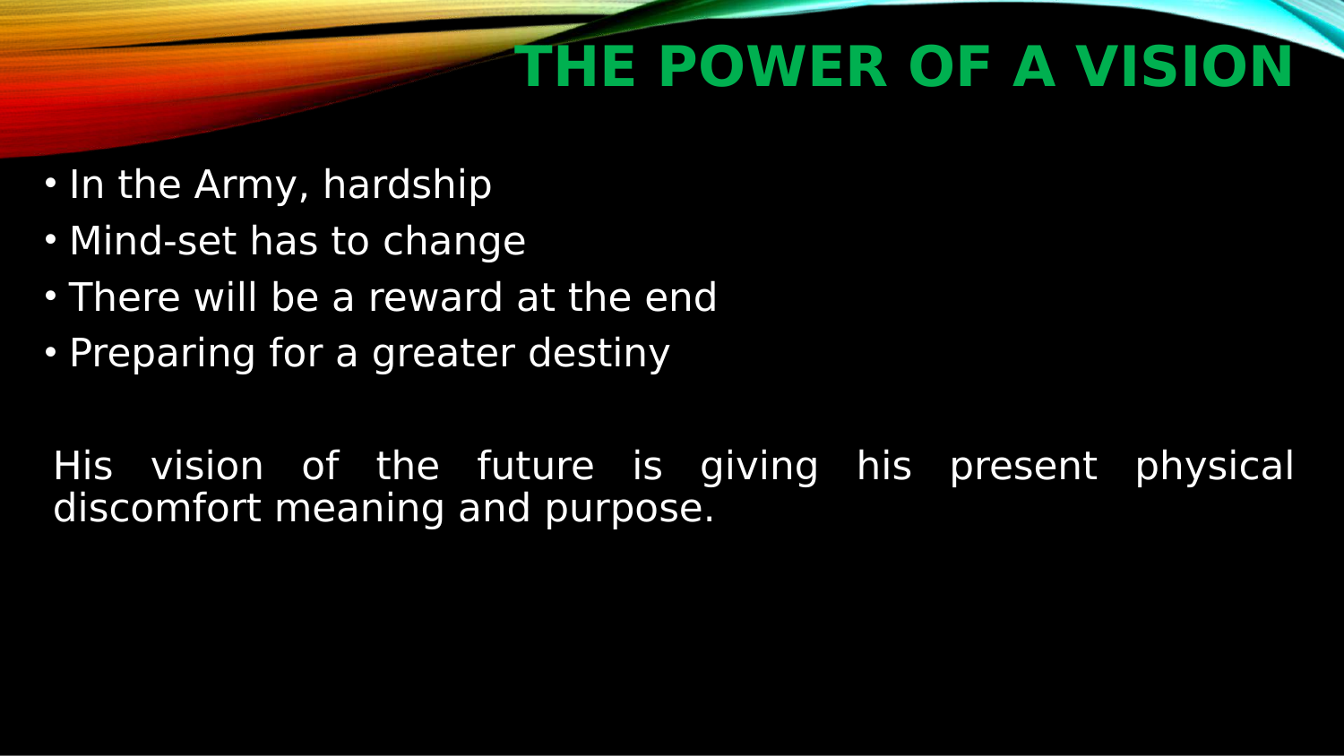# THE POWER OF A VISION

- In the Army, hardship
- Mind-set has to change
- There will be a reward at the end
- Preparing for a greater destiny

His vision of the future is giving his present physical discomfort meaning and purpose.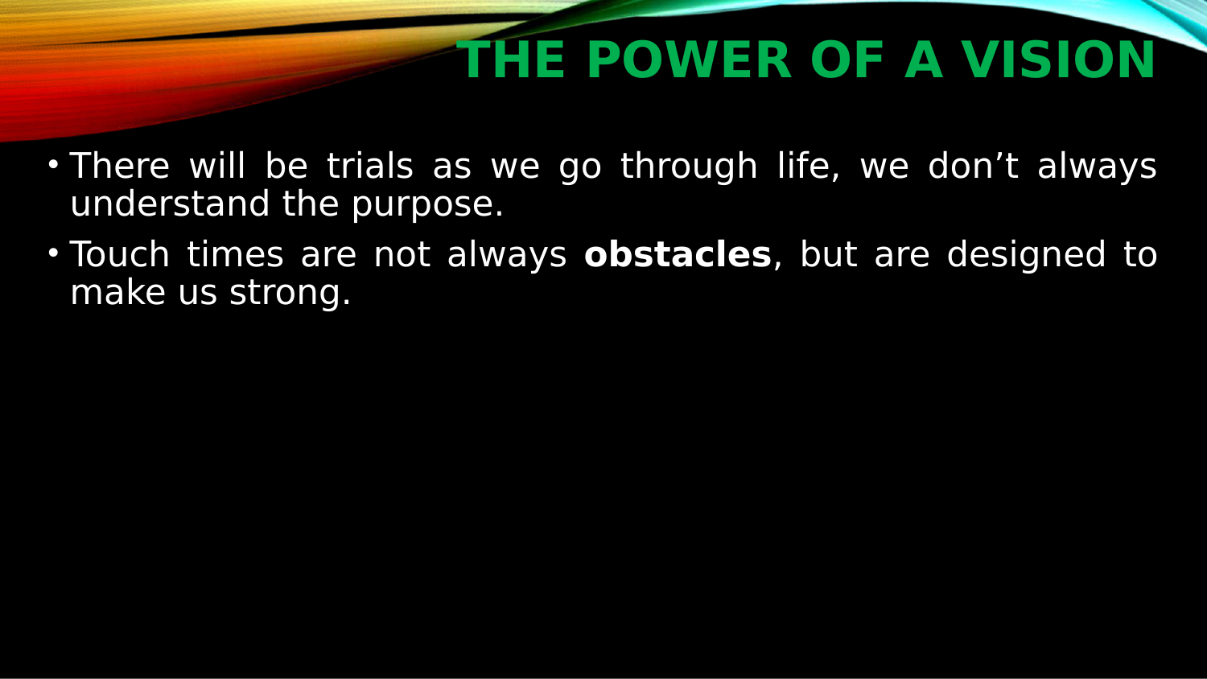# THE POWER OF A VISION

- There will be trials as we go through life, we don't always understand the purpose.
- Touch times are not always **obstacles**, but are designed to make us strong.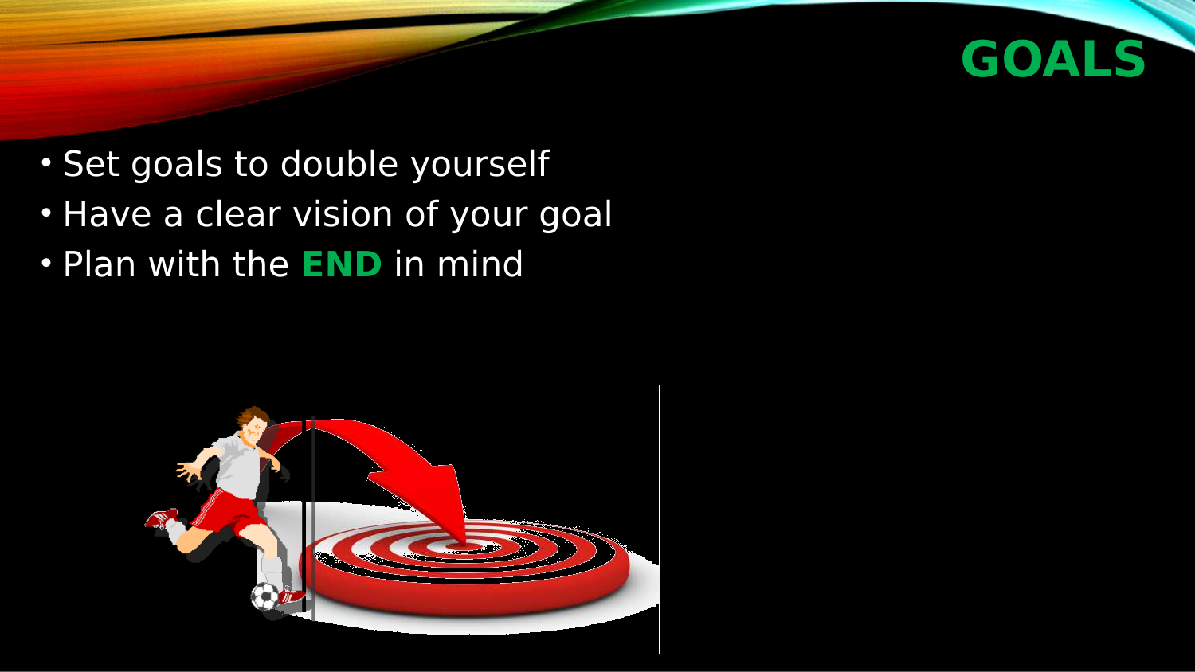# GOALS

- Set goals to double yourself
- Have a clear vision of your goal
- Plan with the **END** in mind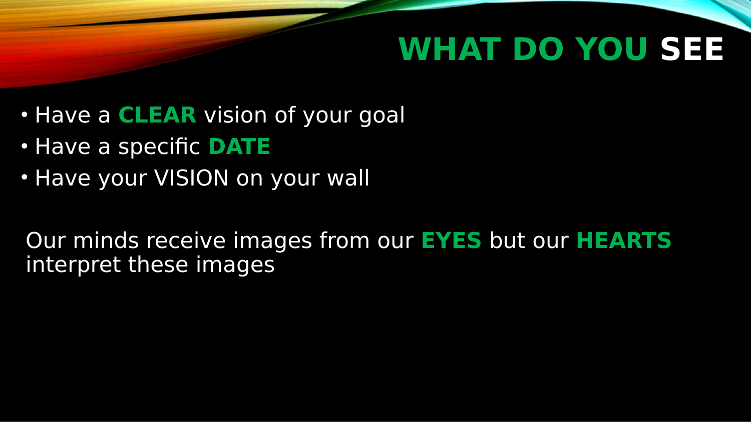# WHAT DO YOU SEE

- Have a **CLEAR** vision of your goal
- Have a specific **DATE**
- Have your VISION on your wall

Our minds receive images from our **EYES** but our **HEARTS** interpret these images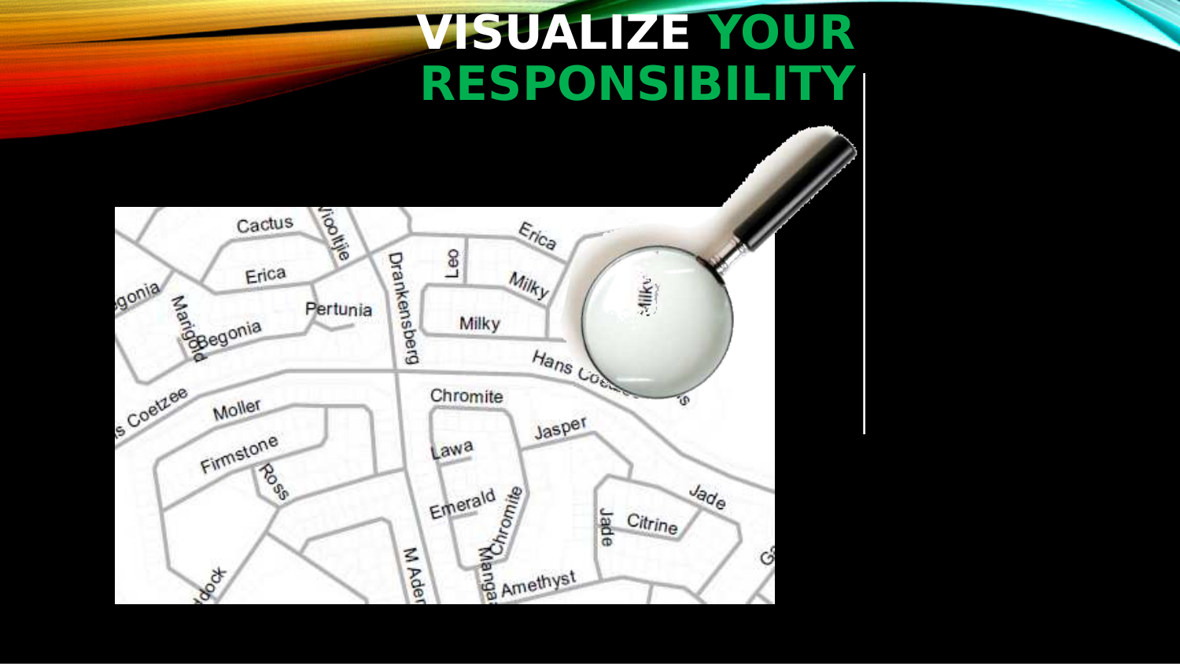# VISUALIZE YOUR RESPONSIBILITY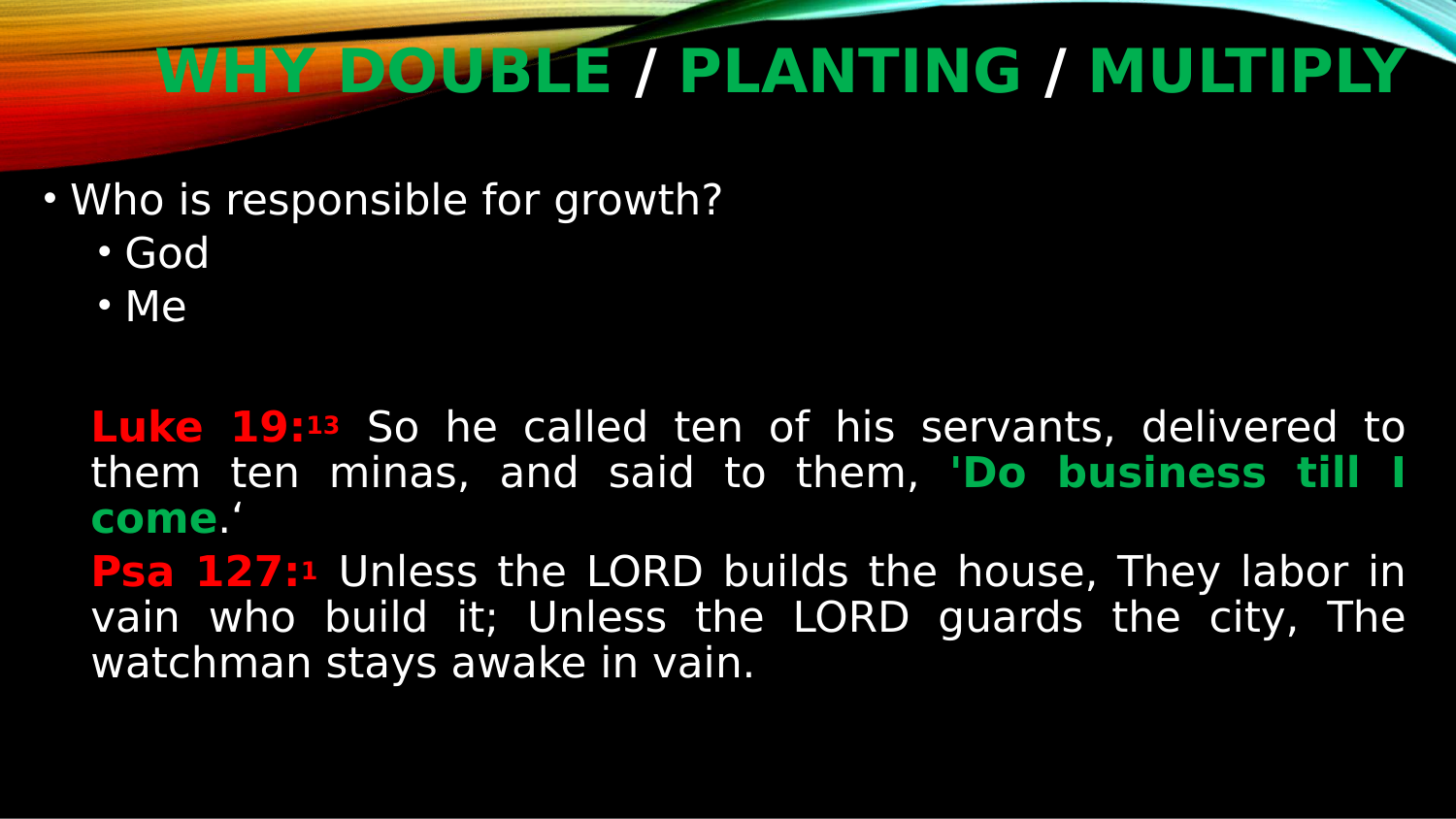# WHY DOUBLE / PLANTING / MULTIPLY

- Who is responsible for growth?
  - God
  - Me

**Luke 19:**[13] So he called ten of his servants, delivered to them ten minas, and said to them, **'Do business till I come**.'

**Psa 127:**[1] Unless the LORD builds the house, They labor in vain who build it; Unless the LORD guards the city, The watchman stays awake in vain.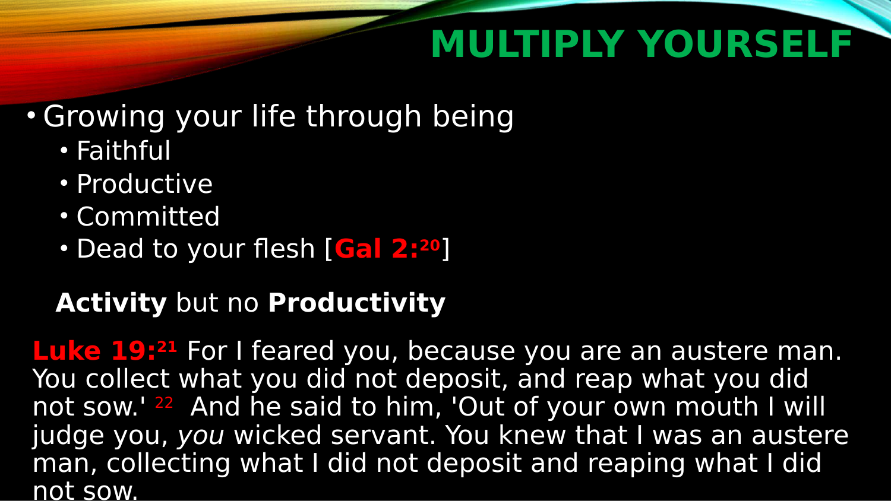# MULTIPLY YOURSELF

- Growing your life through being
  - Faithful
  - Productive
  - Committed
  - Dead to your flesh [**Gal 2:**[20]]

**Activity** but no **Productivity**

**Luke 19:**[21] For I feared you, because you are an austere man. You collect what you did not deposit, and reap what you did not sow.' [22] And he said to him, 'Out of your own mouth I will judge you, *you* wicked servant. You knew that I was an austere man, collecting what I did not deposit and reaping what I did not sow.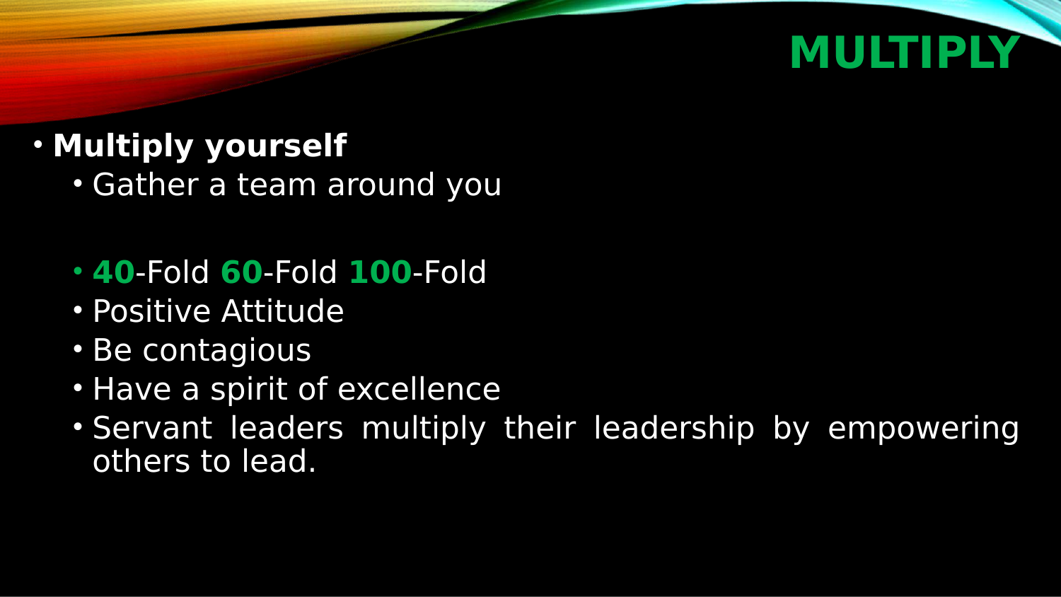# MULTIPLY

- **Multiply yourself**
  - Gather a team around you

  - **40**-Fold **60**-Fold **100**-Fold
  - Positive Attitude
  - Be contagious
  - Have a spirit of excellence
  - Servant leaders multiply their leadership by empowering others to lead.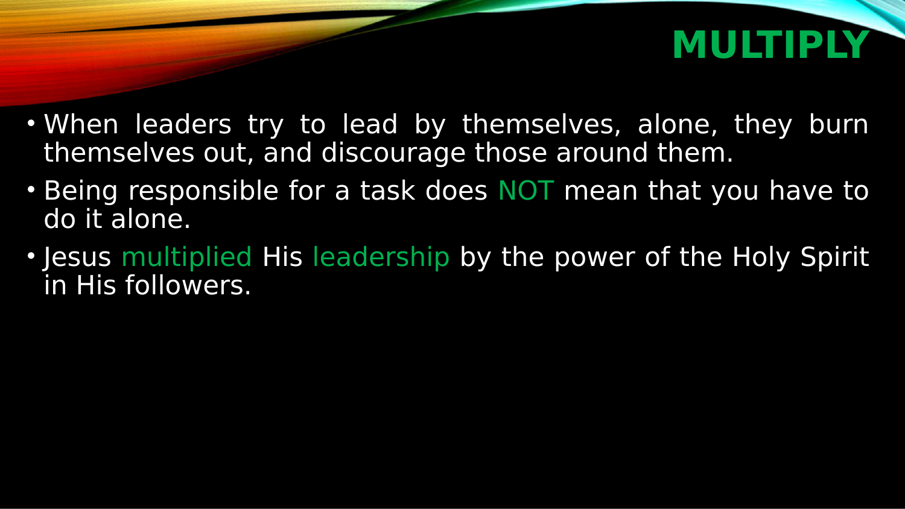# MULTIPLY

- When leaders try to lead by themselves, alone, they burn themselves out, and discourage those around them.
- Being responsible for a task does NOT mean that you have to do it alone.
- Jesus multiplied His leadership by the power of the Holy Spirit in His followers.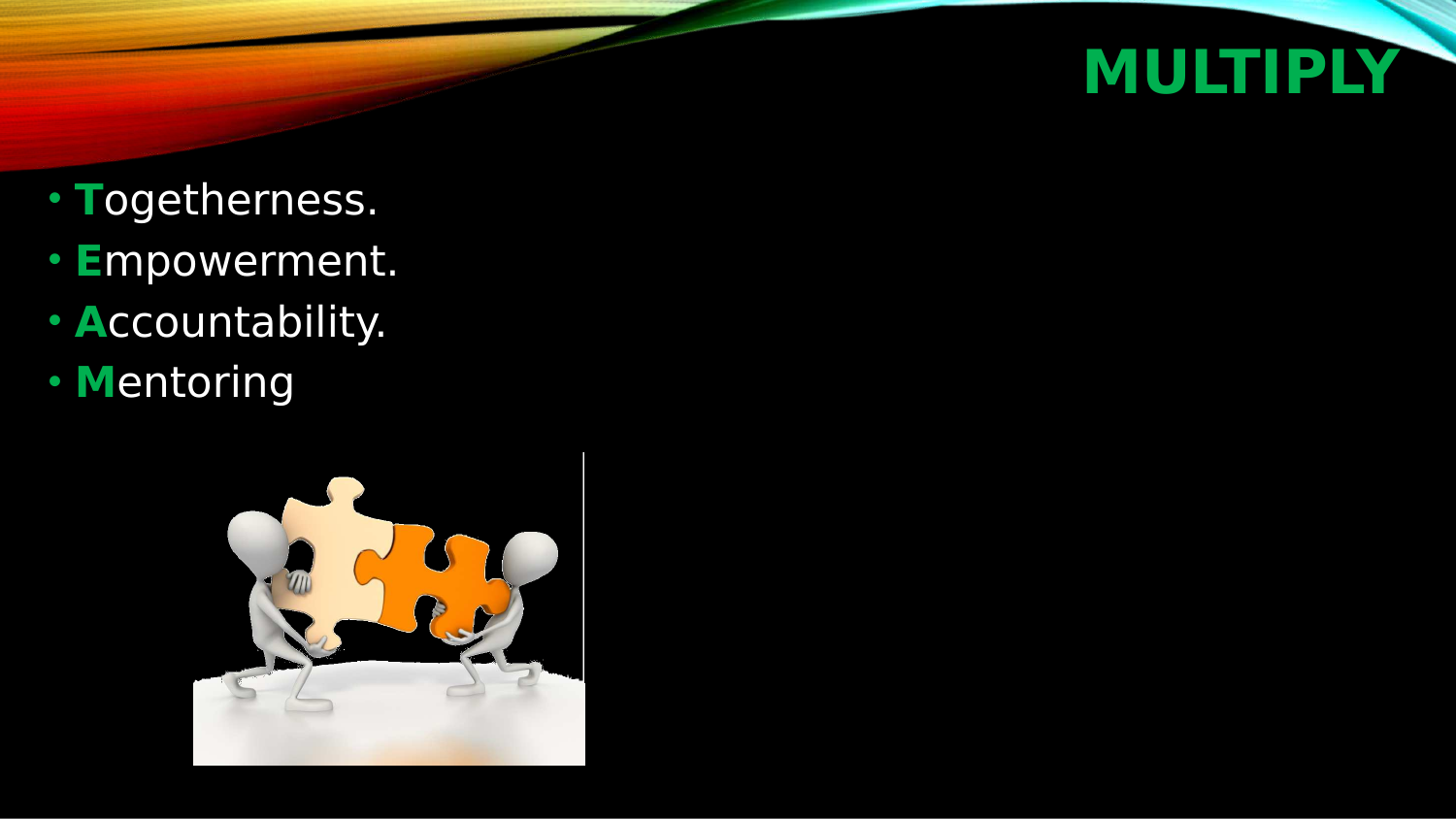# MULTIPLY

- **T**ogetherness.
- **E**mpowerment.
- **A**ccountability.
- **M**entoring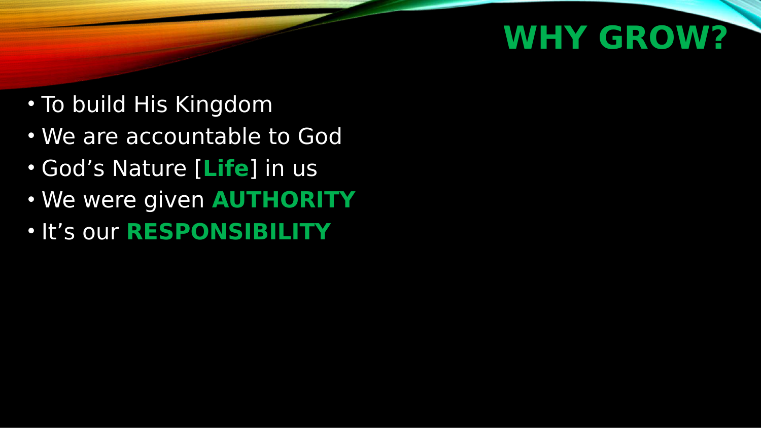# WHY GROW?

- To build His Kingdom
- We are accountable to God
- God's Nature [**Life**] in us
- We were given **AUTHORITY**
- It's our **RESPONSIBILITY**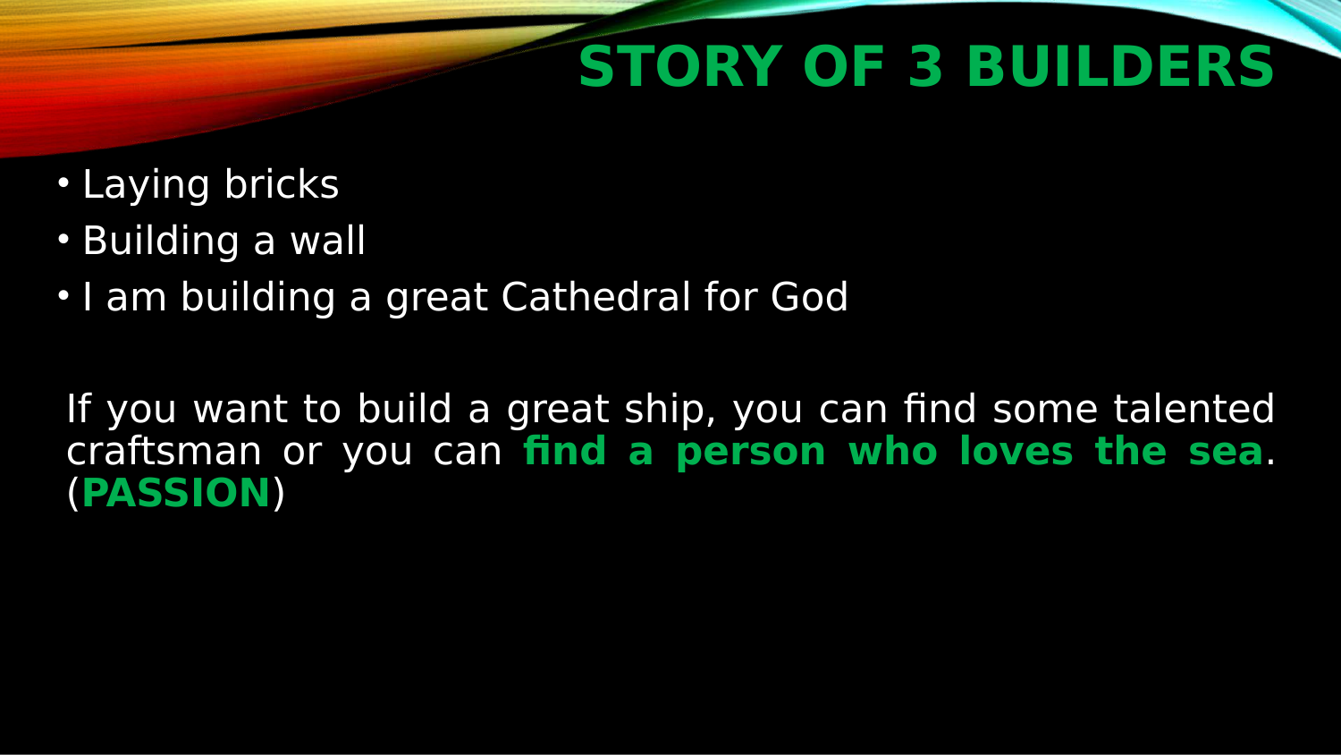# STORY OF 3 BUILDERS

- Laying bricks
- Building a wall
- I am building a great Cathedral for God

If you want to build a great ship, you can find some talented craftsman or you can **find a person who loves the sea**. (**PASSION**)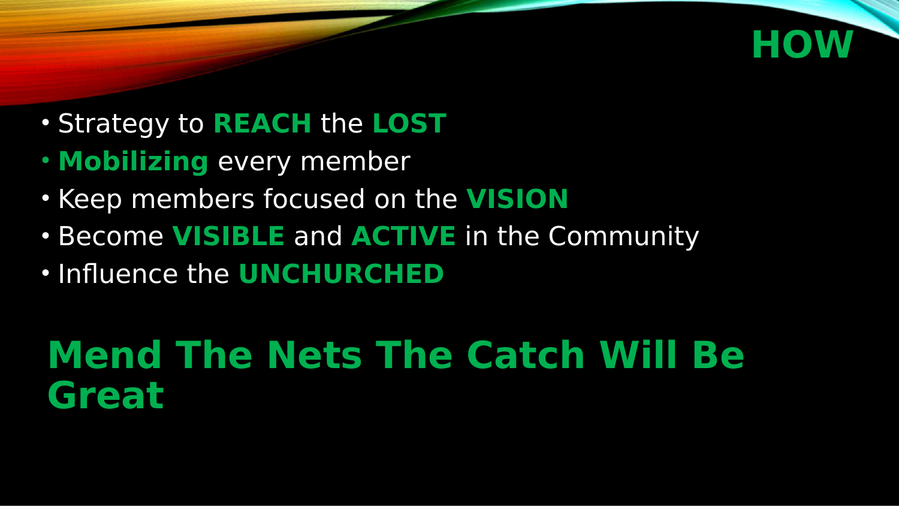# HOW

- Strategy to **REACH** the **LOST**
- **Mobilizing** every member
- Keep members focused on the **VISION**
- Become **VISIBLE** and **ACTIVE** in the Community
- Influence the **UNCHURCHED**

## Mend The Nets The Catch Will Be Great